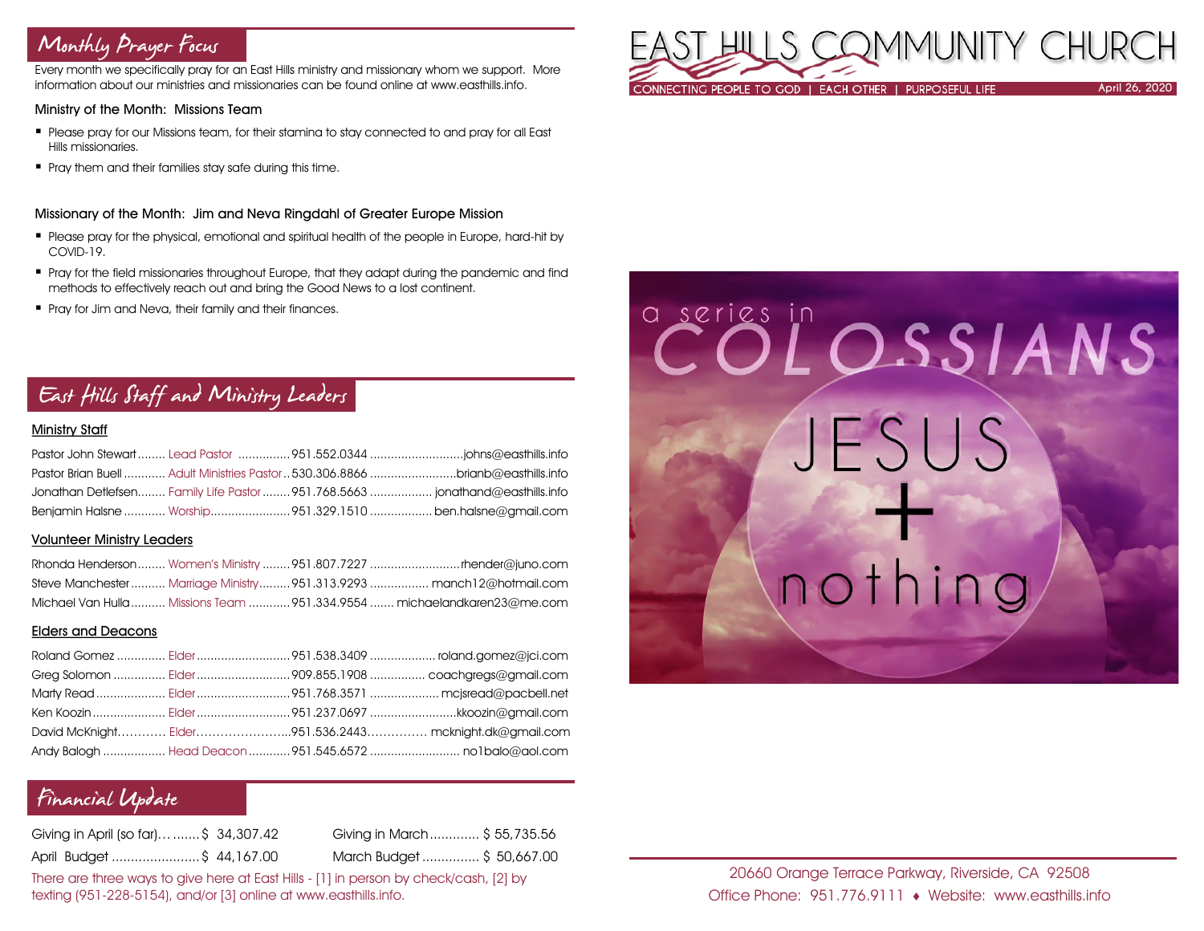# EAST HILLS COMMUNITY CHURCH

CONNECTING PEOPLE TO GOD | EACH OTHER | PURPOSEFUL LIFE

April 26, 2020

a series in COLOSSIANS

JESUS + nothing

## Monthly Prayer Focus

Every month we specifically pray for an East Hills ministry and missionary whom we support. More information about our ministries and missionaries can be found online at www.easthills.info.

### Ministry of the Month: Missions Team

- Please pray for our Missions team, for their stamina to stay connected to and pray for all East Hills missionaries.
- Pray them and their families stay safe during this time.

### Missionary of the Month: Jim and Neva Ringdahl of Greater Europe Mission

- Please pray for the physical, emotional and spiritual health of the people in Europe, hard-hit by COVID-19.
- Pray for the field missionaries throughout Europe, that they adapt during the pandemic and find methods to effectively reach out and bring the Good News to a lost continent.
- Pray for Jim and Neva, their family and their finances.

## East Hills Staff and Ministry Leaders

### Ministry Staff

| Name | Role | Phone | Email |
|---|---|---|---|
| Pastor John Stewart | Lead Pastor | 951.552.0344 | johns@easthills.info |
| Pastor Brian Buell | Adult Ministries Pastor | 530.306.8866 | brianb@easthills.info |
| Jonathan Detlefsen | Family Life Pastor | 951.768.5663 | jonathand@easthills.info |
| Benjamin Halsne | Worship | 951.329.1510 | ben.halsne@gmail.com |

### Volunteer Ministry Leaders

| Name | Role | Phone | Email |
|---|---|---|---|
| Rhonda Henderson | Women's Ministry | 951.807.7227 | rhender@juno.com |
| Steve Manchester | Marriage Ministry | 951.313.9293 | manch12@hotmail.com |
| Michael Van Hulla | Missions Team | 951.334.9554 | michaelandkaren23@me.com |

### Elders and Deacons

| Name | Role | Phone | Email |
|---|---|---|---|
| Roland Gomez | Elder | 951.538.3409 | roland.gomez@jci.com |
| Greg Solomon | Elder | 909.855.1908 | coachgregs@gmail.com |
| Marty Read | Elder | 951.768.3571 | mcjsread@pacbell.net |
| Ken Koozin | Elder | 951.237.0697 | kkoozin@gmail.com |
| David McKnight | Elder | 951.536.2443 | mcknight.dk@gmail.com |
| Andy Balogh | Head Deacon | 951.545.6572 | no1balo@aol.com |

## Financial Update

| | | | |
|---|---|---|---|
| Giving in April (so far) | $ 34,307.42 | Giving in March | $ 55,735.56 |
| April Budget | $ 44,167.00 | March Budget | $ 50,667.00 |

There are three ways to give here at East Hills - [1] in person by check/cash, [2] by texting (951-228-5154), and/or [3] online at www.easthills.info.

20660 Orange Terrace Parkway, Riverside, CA 92508

Office Phone: 951.776.9111 ♦ Website: www.easthills.info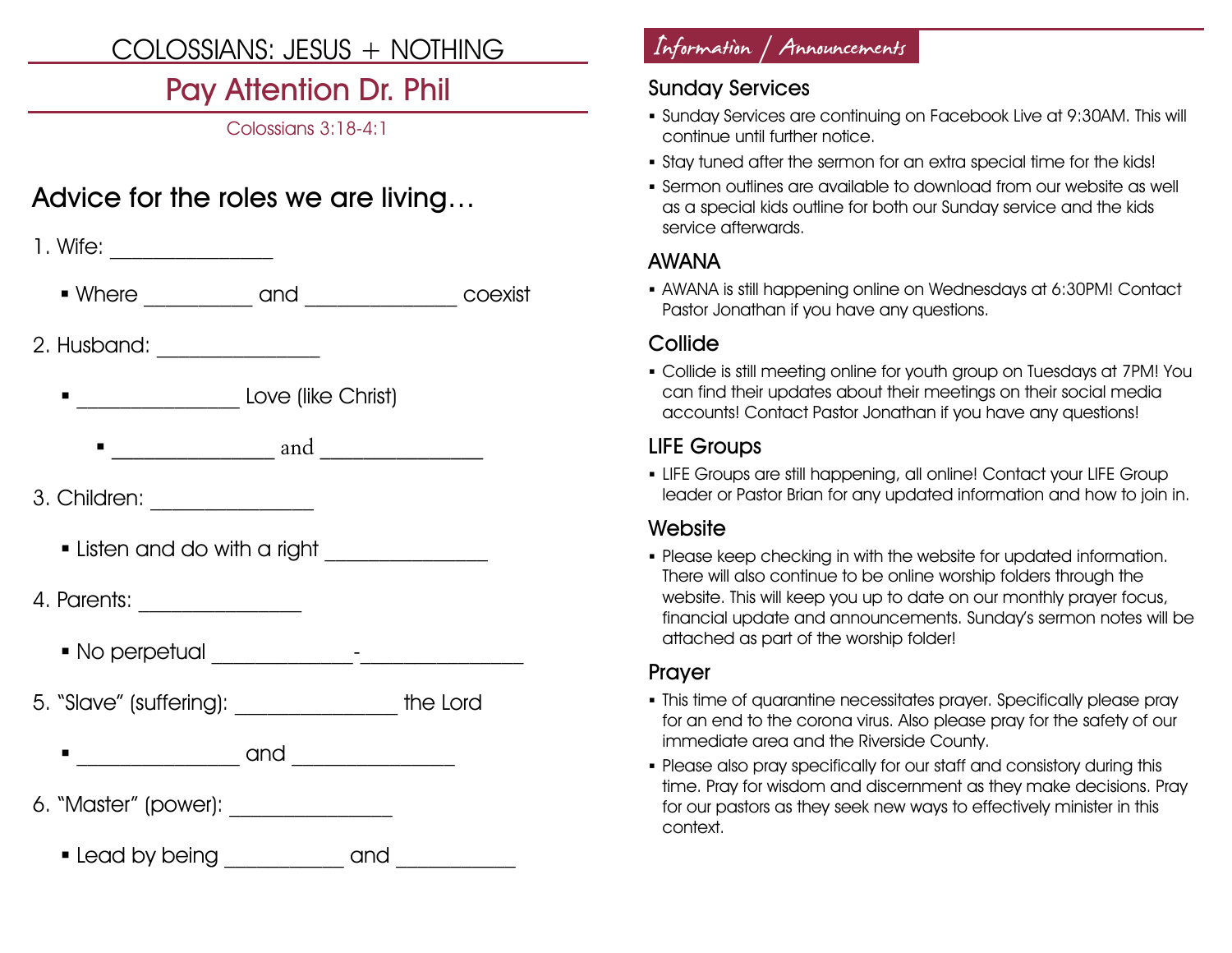# COLOSSIANS: JESUS + NOTHING

## Pay Attention Dr. Phil

Colossians 3:18-4:1

### Advice for the roles we are living…

1. Wife: _______________
   - Where __________ and ______________ coexist
2. Husband: _______________
   - _______________ Love (like Christ)
     - _______________ and _______________
3. Children: _______________
   - Listen and do with a right _______________
4. Parents: _______________
   - No perpetual _____________-_______________
5. "Slave" (suffering): _______________ the Lord
   - _______________ and _______________
6. "Master" (power): _______________
   - Lead by being ___________ and ___________

## Information / Announcements

### Sunday Services

- Sunday Services are continuing on Facebook Live at 9:30AM. This will continue until further notice.
- Stay tuned after the sermon for an extra special time for the kids!
- Sermon outlines are available to download from our website as well as a special kids outline for both our Sunday service and the kids service afterwards.

### AWANA

- AWANA is still happening online on Wednesdays at 6:30PM! Contact Pastor Jonathan if you have any questions.

### Collide

- Collide is still meeting online for youth group on Tuesdays at 7PM! You can find their updates about their meetings on their social media accounts! Contact Pastor Jonathan if you have any questions!

### LIFE Groups

- LIFE Groups are still happening, all online! Contact your LIFE Group leader or Pastor Brian for any updated information and how to join in.

### Website

- Please keep checking in with the website for updated information. There will also continue to be online worship folders through the website. This will keep you up to date on our monthly prayer focus, financial update and announcements. Sunday's sermon notes will be attached as part of the worship folder!

### Prayer

- This time of quarantine necessitates prayer. Specifically please pray for an end to the corona virus. Also please pray for the safety of our immediate area and the Riverside County.
- Please also pray specifically for our staff and consistory during this time. Pray for wisdom and discernment as they make decisions. Pray for our pastors as they seek new ways to effectively minister in this context.